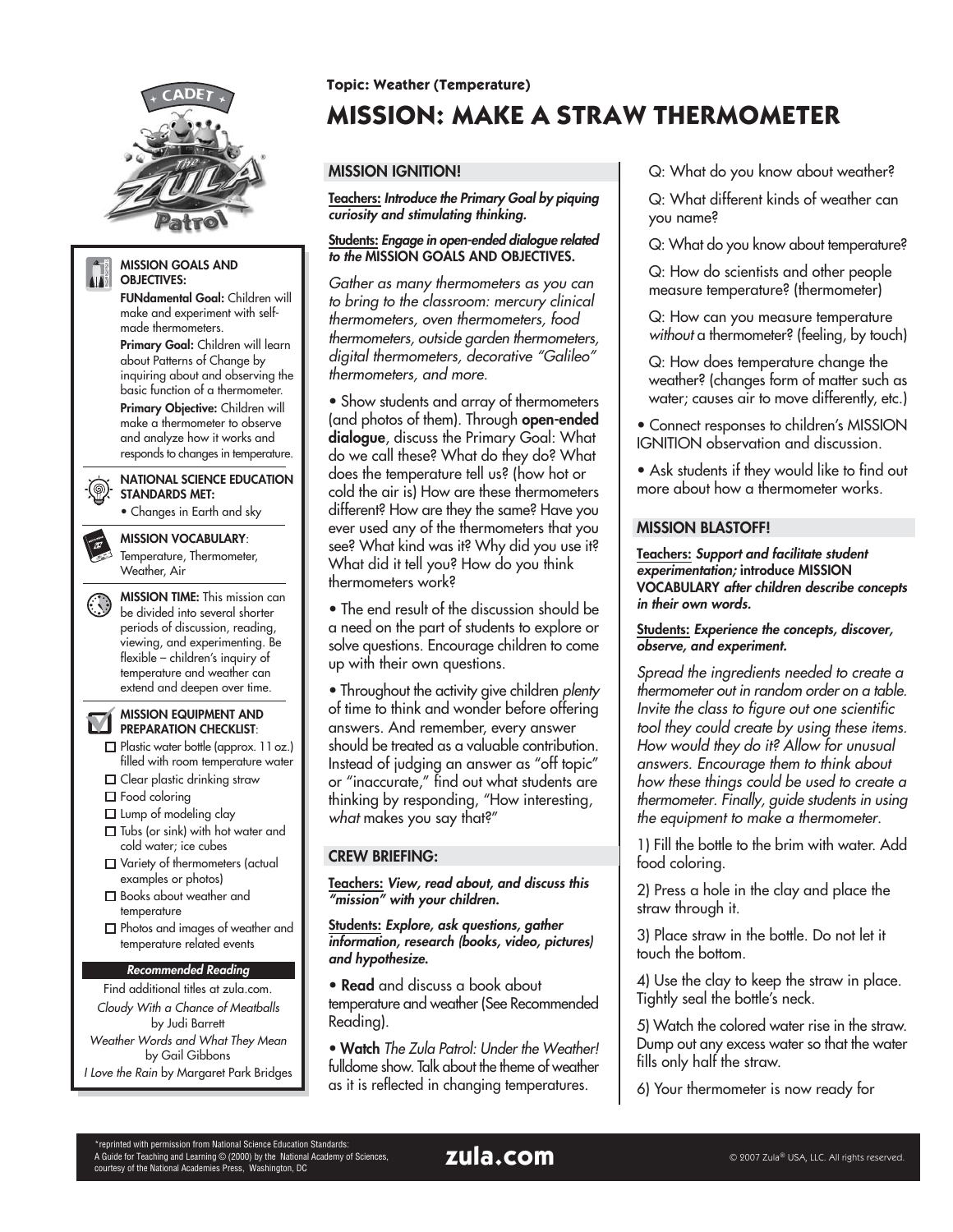Topic: Weather (Temperature)

# MISSION: MAKE A STRAW THERMOMETER

**MISSION GOALS AND OBJECTIVES:**

**FUNdamental Goal:** Children will make and experiment with self-made thermometers.

**Primary Goal:** Children will learn about Patterns of Change by inquiring about and observing the basic function of a thermometer.

**Primary Objective:** Children will make a thermometer to observe and analyze how it works and responds to changes in temperature.

**NATIONAL SCIENCE EDUCATION STANDARDS MET:**

- Changes in Earth and sky

**MISSION VOCABULARY**: Temperature, Thermometer, Weather, Air

**MISSION TIME:** This mission can be divided into several shorter periods of discussion, reading, viewing, and experimenting. Be flexible – children's inquiry of temperature and weather can extend and deepen over time.

**MISSION EQUIPMENT AND PREPARATION CHECKLIST**:

- ☐ Plastic water bottle (approx. 11 oz.) filled with room temperature water
- ☐ Clear plastic drinking straw
- ☐ Food coloring
- ☐ Lump of modeling clay
- ☐ Tubs (or sink) with hot water and cold water; ice cubes
- ☐ Variety of thermometers (actual examples or photos)
- ☐ Books about weather and temperature
- ☐ Photos and images of weather and temperature related events

***Recommended Reading***

Find additional titles at zula.com.

*Cloudy With a Chance of Meatballs* by Judi Barrett

*Weather Words and What They Mean* by Gail Gibbons

*I Love the Rain* by Margaret Park Bridges

## MISSION IGNITION!

**Teachers:** ***Introduce the Primary Goal by piquing curiosity and stimulating thinking.***

**Students:** ***Engage in open-ended dialogue related to the* MISSION GOALS AND OBJECTIVES.**

*Gather as many thermometers as you can to bring to the classroom: mercury clinical thermometers, oven thermometers, food thermometers, outside garden thermometers, digital thermometers, decorative "Galileo" thermometers, and more.*

- Show students and array of thermometers (and photos of them). Through **open-ended dialogue**, discuss the Primary Goal: What do we call these? What do they do? What does the temperature tell us? (how hot or cold the air is) How are these thermometers different? How are they the same? Have you ever used any of the thermometers that you see? What kind was it? Why did you use it? What did it tell you? How do you think thermometers work?
- The end result of the discussion should be a need on the part of students to explore or solve questions. Encourage children to come up with their own questions.
- Throughout the activity give children *plenty* of time to think and wonder before offering answers. And remember, every answer should be treated as a valuable contribution. Instead of judging an answer as "off topic" or "inaccurate," find out what students are thinking by responding, "How interesting, *what* makes you say that?"

## CREW BRIEFING:

**Teachers:** ***View, read about, and discuss this "mission" with your children.***

**Students:** ***Explore, ask questions, gather information, research (books, video, pictures) and hypothesize.***

- **Read** and discuss a book about temperature and weather (See Recommended Reading).
- **Watch** *The Zula Patrol: Under the Weather!* fulldome show. Talk about the theme of weather as it is reflected in changing temperatures.

Q: What do you know about weather?

Q: What different kinds of weather can you name?

Q: What do you know about temperature?

Q: How do scientists and other people measure temperature? (thermometer)

Q: How can you measure temperature *without* a thermometer? (feeling, by touch)

Q: How does temperature change the weather? (changes form of matter such as water; causes air to move differently, etc.)

- Connect responses to children's MISSION IGNITION observation and discussion.
- Ask students if they would like to find out more about how a thermometer works.

## MISSION BLASTOFF!

**Teachers:** ***Support and facilitate student experimentation;* introduce MISSION VOCABULARY *after children describe concepts in their own words.***

**Students:** ***Experience the concepts, discover, observe, and experiment.***

*Spread the ingredients needed to create a thermometer out in random order on a table. Invite the class to figure out one scientific tool they could create by using these items. How would they do it? Allow for unusual answers. Encourage them to think about how these things could be used to create a thermometer. Finally, guide students in using the equipment to make a thermometer.*

1) Fill the bottle to the brim with water. Add food coloring.

2) Press a hole in the clay and place the straw through it.

3) Place straw in the bottle. Do not let it touch the bottom.

4) Use the clay to keep the straw in place. Tightly seal the bottle's neck.

5) Watch the colored water rise in the straw. Dump out any excess water so that the water fills only half the straw.

6) Your thermometer is now ready for

*reprinted with permission from National Science Education Standards: A Guide for Teaching and Learning © (2000) by the National Academy of Sciences, courtesy of the National Academies Press, Washington, DC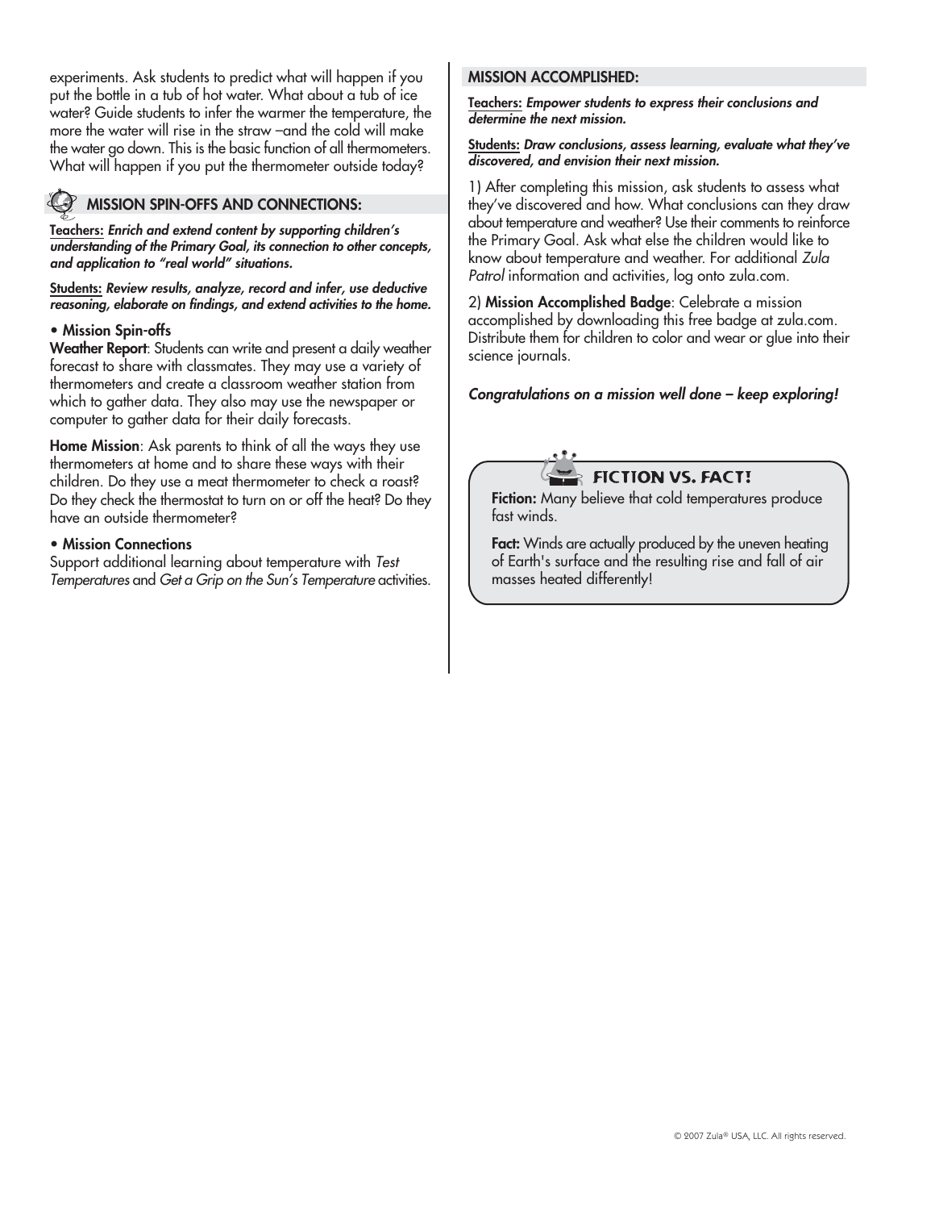experiments. Ask students to predict what will happen if you put the bottle in a tub of hot water. What about a tub of ice water? Guide students to infer the warmer the temperature, the more the water will rise in the straw –and the cold will make the water go down. This is the basic function of all thermometers. What will happen if you put the thermometer outside today?

## MISSION SPIN-OFFS AND CONNECTIONS:

Teachers: ***Enrich and extend content by supporting children's understanding of the Primary Goal, its connection to other concepts, and application to "real world" situations.***

Students: ***Review results, analyze, record and infer, use deductive reasoning, elaborate on findings, and extend activities to the home.***

**• Mission Spin-offs**

**Weather Report**: Students can write and present a daily weather forecast to share with classmates. They may use a variety of thermometers and create a classroom weather station from which to gather data. They also may use the newspaper or computer to gather data for their daily forecasts.

**Home Mission**: Ask parents to think of all the ways they use thermometers at home and to share these ways with their children. Do they use a meat thermometer to check a roast? Do they check the thermostat to turn on or off the heat? Do they have an outside thermometer?

**• Mission Connections**

Support additional learning about temperature with *Test Temperatures* and *Get a Grip on the Sun's Temperature* activities.

## MISSION ACCOMPLISHED:

Teachers: ***Empower students to express their conclusions and determine the next mission.***

Students: ***Draw conclusions, assess learning, evaluate what they've discovered, and envision their next mission.***

1) After completing this mission, ask students to assess what they've discovered and how. What conclusions can they draw about temperature and weather? Use their comments to reinforce the Primary Goal. Ask what else the children would like to know about temperature and weather. For additional *Zula Patrol* information and activities, log onto zula.com.

2) **Mission Accomplished Badge**: Celebrate a mission accomplished by downloading this free badge at zula.com. Distribute them for children to color and wear or glue into their science journals.

***Congratulations on a mission well done – keep exploring!***

**FICTION VS. FACT!**

**Fiction:** Many believe that cold temperatures produce fast winds.

**Fact:** Winds are actually produced by the uneven heating of Earth's surface and the resulting rise and fall of air masses heated differently!

© 2007 Zula® USA, LLC. All rights reserved.